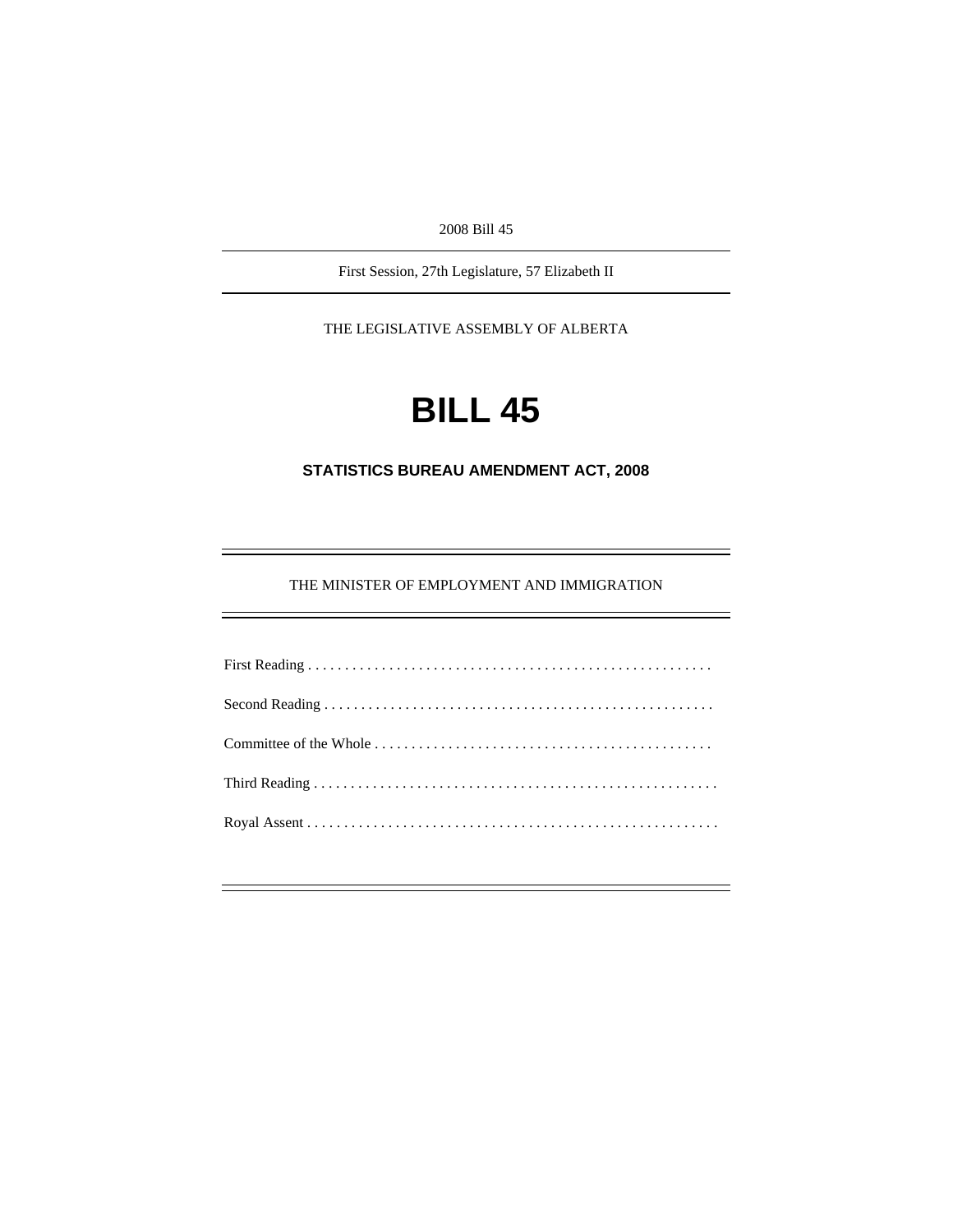2008 Bill 45

---

First Session, 27th Legislature, 57 Elizabeth II

---

THE LEGISLATIVE ASSEMBLY OF ALBERTA

# BILL 45

## STATISTICS BUREAU AMENDMENT ACT, 2008

---

THE MINISTER OF EMPLOYMENT AND IMMIGRATION

---

First Reading . . . . . . . . . . . . . . . . . . . . . . . . . . . . . . . . . . . . . . . . . . . . . . . . . . . . . .

Second Reading . . . . . . . . . . . . . . . . . . . . . . . . . . . . . . . . . . . . . . . . . . . . . . . . . . . .

Committee of the Whole . . . . . . . . . . . . . . . . . . . . . . . . . . . . . . . . . . . . . . . . . . . . .

Third Reading . . . . . . . . . . . . . . . . . . . . . . . . . . . . . . . . . . . . . . . . . . . . . . . . . . . . . .

Royal Assent . . . . . . . . . . . . . . . . . . . . . . . . . . . . . . . . . . . . . . . . . . . . . . . . . . . . . . .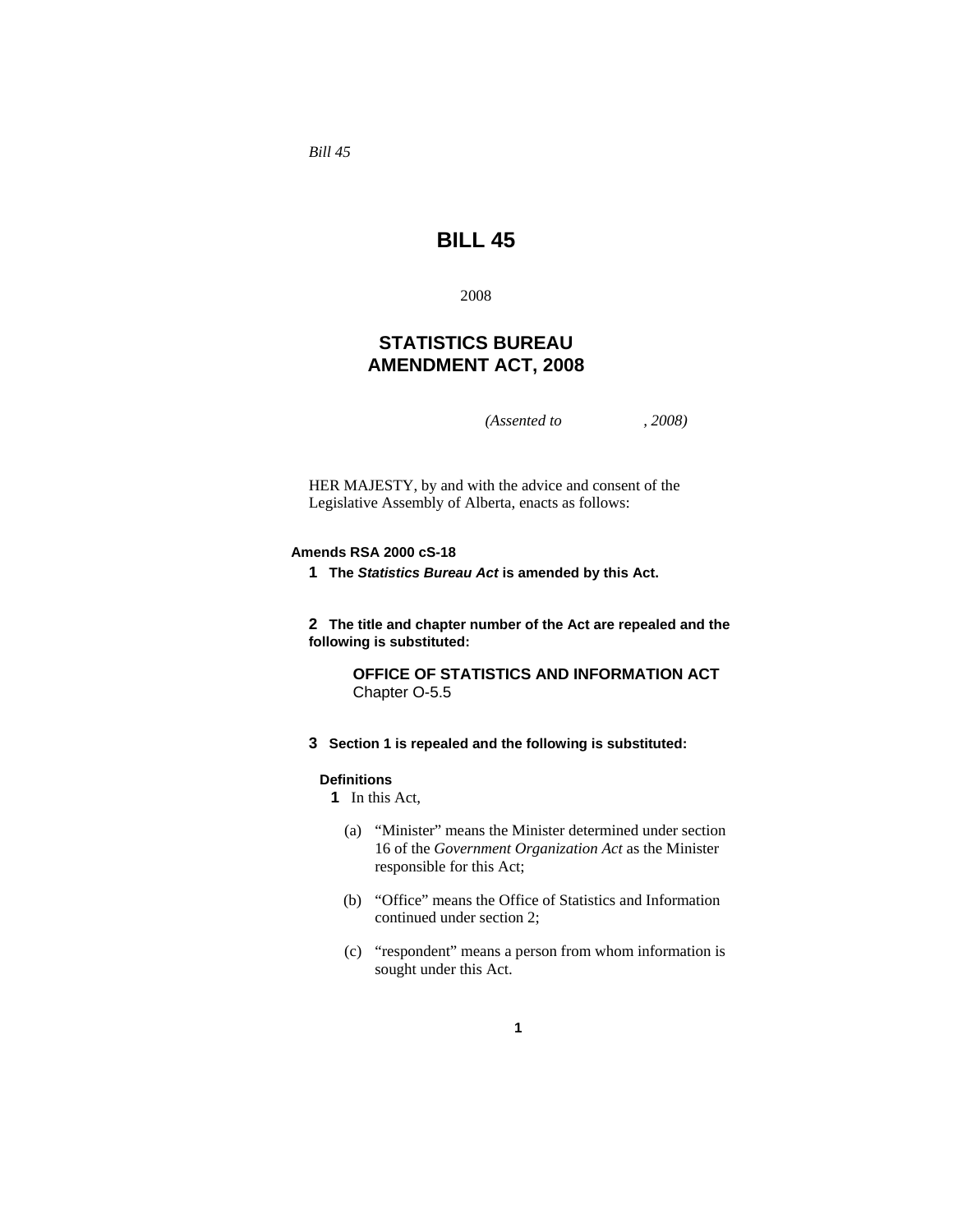*Bill 45*

# BILL 45

2008

## STATISTICS BUREAU AMENDMENT ACT, 2008

*(Assented to , 2008)*

HER MAJESTY, by and with the advice and consent of the Legislative Assembly of Alberta, enacts as follows:

**Amends RSA 2000 cS-18**

**1** **The *Statistics Bureau Act* is amended by this Act.**

**2** **The title and chapter number of the Act are repealed and the following is substituted:**

> **OFFICE OF STATISTICS AND INFORMATION ACT**
> Chapter O-5.5

**3** **Section 1 is repealed and the following is substituted:**

**Definitions**

**1** In this Act,

(a) "Minister" means the Minister determined under section 16 of the *Government Organization Act* as the Minister responsible for this Act;

(b) "Office" means the Office of Statistics and Information continued under section 2;

(c) "respondent" means a person from whom information is sought under this Act.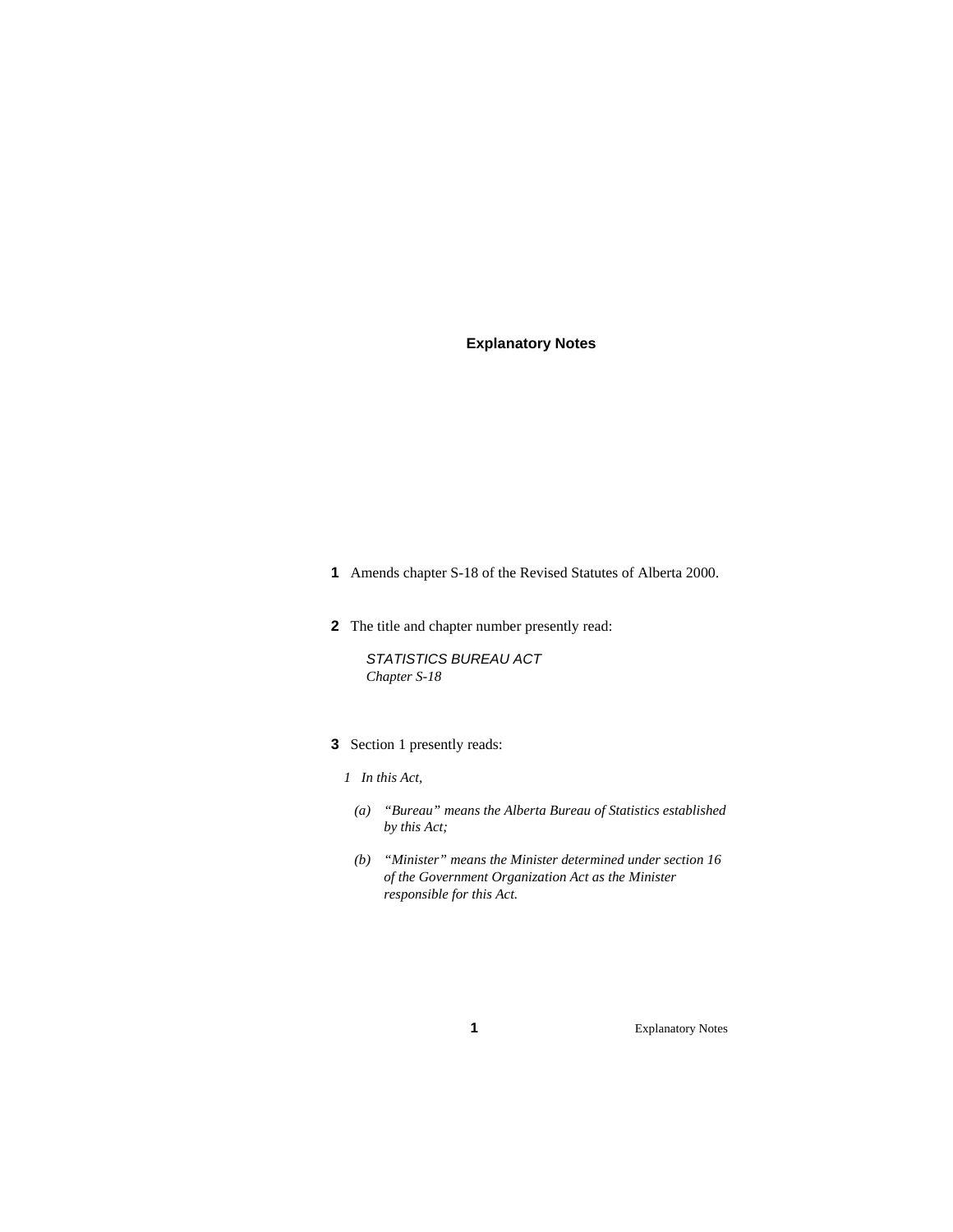## Explanatory Notes

**1** Amends chapter S-18 of the Revised Statutes of Alberta 2000.

**2** The title and chapter number presently read:

*STATISTICS BUREAU ACT*
*Chapter S-18*

**3** Section 1 presently reads:

*1 In this Act,*

*(a) "Bureau" means the Alberta Bureau of Statistics established by this Act;*

*(b) "Minister" means the Minister determined under section 16 of the Government Organization Act as the Minister responsible for this Act.*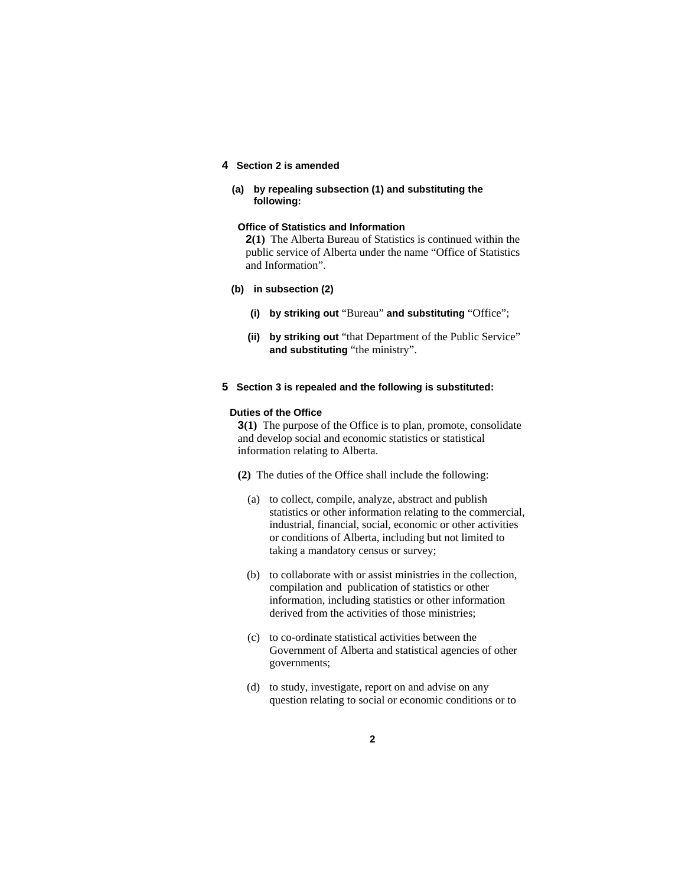**4 Section 2 is amended**

**(a) by repealing subsection (1) and substituting the following:**

**Office of Statistics and Information**

**2(1)** The Alberta Bureau of Statistics is continued within the public service of Alberta under the name "Office of Statistics and Information".

**(b) in subsection (2)**

**(i) by striking out** "Bureau" **and substituting** "Office";

**(ii) by striking out** "that Department of the Public Service" **and substituting** "the ministry".

**5 Section 3 is repealed and the following is substituted:**

**Duties of the Office**

**3(1)** The purpose of the Office is to plan, promote, consolidate and develop social and economic statistics or statistical information relating to Alberta.

**(2)** The duties of the Office shall include the following:

(a) to collect, compile, analyze, abstract and publish statistics or other information relating to the commercial, industrial, financial, social, economic or other activities or conditions of Alberta, including but not limited to taking a mandatory census or survey;

(b) to collaborate with or assist ministries in the collection, compilation and publication of statistics or other information, including statistics or other information derived from the activities of those ministries;

(c) to co-ordinate statistical activities between the Government of Alberta and statistical agencies of other governments;

(d) to study, investigate, report on and advise on any question relating to social or economic conditions or to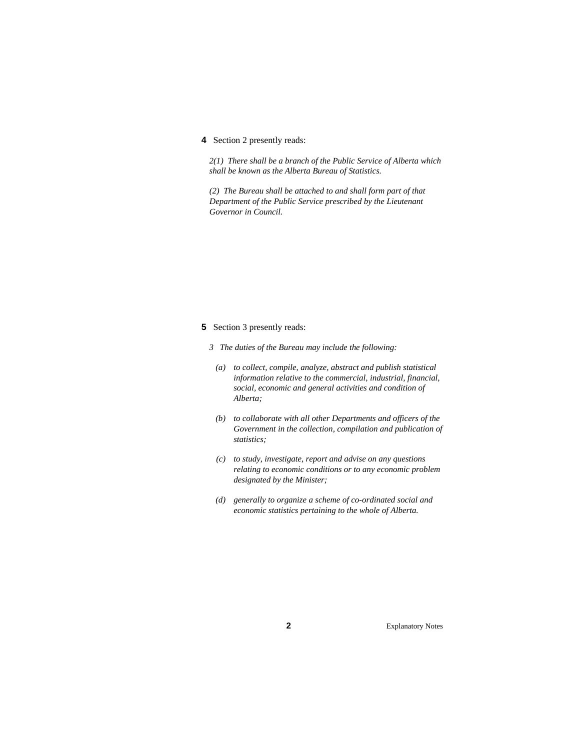**4** Section 2 presently reads:

*2(1) There shall be a branch of the Public Service of Alberta which shall be known as the Alberta Bureau of Statistics.*

*(2) The Bureau shall be attached to and shall form part of that Department of the Public Service prescribed by the Lieutenant Governor in Council.*

**5** Section 3 presently reads:

*3 The duties of the Bureau may include the following:*

*(a) to collect, compile, analyze, abstract and publish statistical information relative to the commercial, industrial, financial, social, economic and general activities and condition of Alberta;*

*(b) to collaborate with all other Departments and officers of the Government in the collection, compilation and publication of statistics;*

*(c) to study, investigate, report and advise on any questions relating to economic conditions or to any economic problem designated by the Minister;*

*(d) generally to organize a scheme of co-ordinated social and economic statistics pertaining to the whole of Alberta.*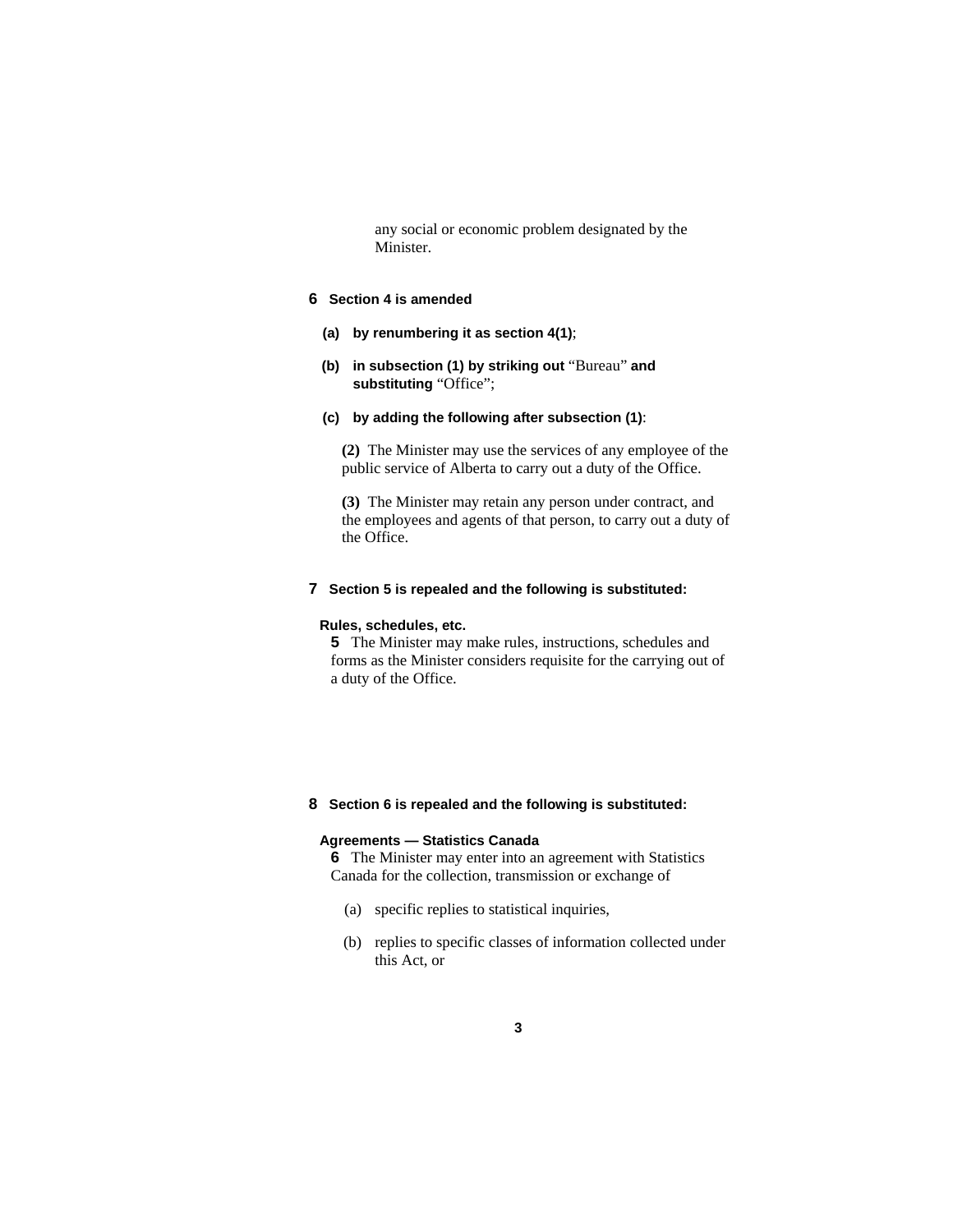any social or economic problem designated by the Minister.

**6 Section 4 is amended**

**(a) by renumbering it as section 4(1)**;

**(b) in subsection (1) by striking out** "Bureau" **and substituting** "Office";

**(c) by adding the following after subsection (1)**:

**(2)** The Minister may use the services of any employee of the public service of Alberta to carry out a duty of the Office.

**(3)** The Minister may retain any person under contract, and the employees and agents of that person, to carry out a duty of the Office.

**7 Section 5 is repealed and the following is substituted:**

**Rules, schedules, etc.**

**5** The Minister may make rules, instructions, schedules and forms as the Minister considers requisite for the carrying out of a duty of the Office.

**8 Section 6 is repealed and the following is substituted:**

**Agreements — Statistics Canada**

**6** The Minister may enter into an agreement with Statistics Canada for the collection, transmission or exchange of

(a) specific replies to statistical inquiries,

(b) replies to specific classes of information collected under this Act, or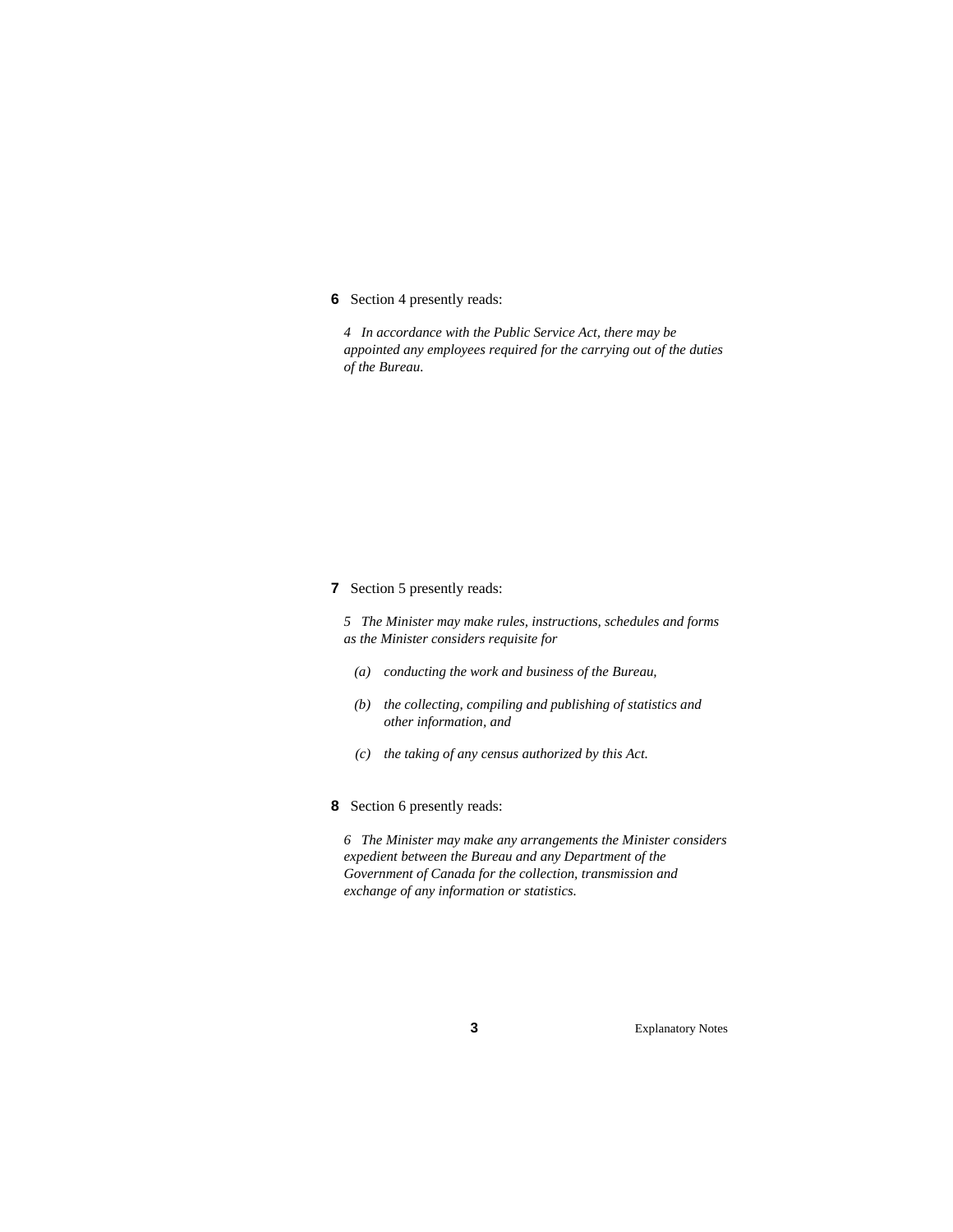**6** Section 4 presently reads:

*4 In accordance with the Public Service Act, there may be appointed any employees required for the carrying out of the duties of the Bureau.*

**7** Section 5 presently reads:

*5 The Minister may make rules, instructions, schedules and forms as the Minister considers requisite for*

*(a) conducting the work and business of the Bureau,*

*(b) the collecting, compiling and publishing of statistics and other information, and*

*(c) the taking of any census authorized by this Act.*

**8** Section 6 presently reads:

*6 The Minister may make any arrangements the Minister considers expedient between the Bureau and any Department of the Government of Canada for the collection, transmission and exchange of any information or statistics.*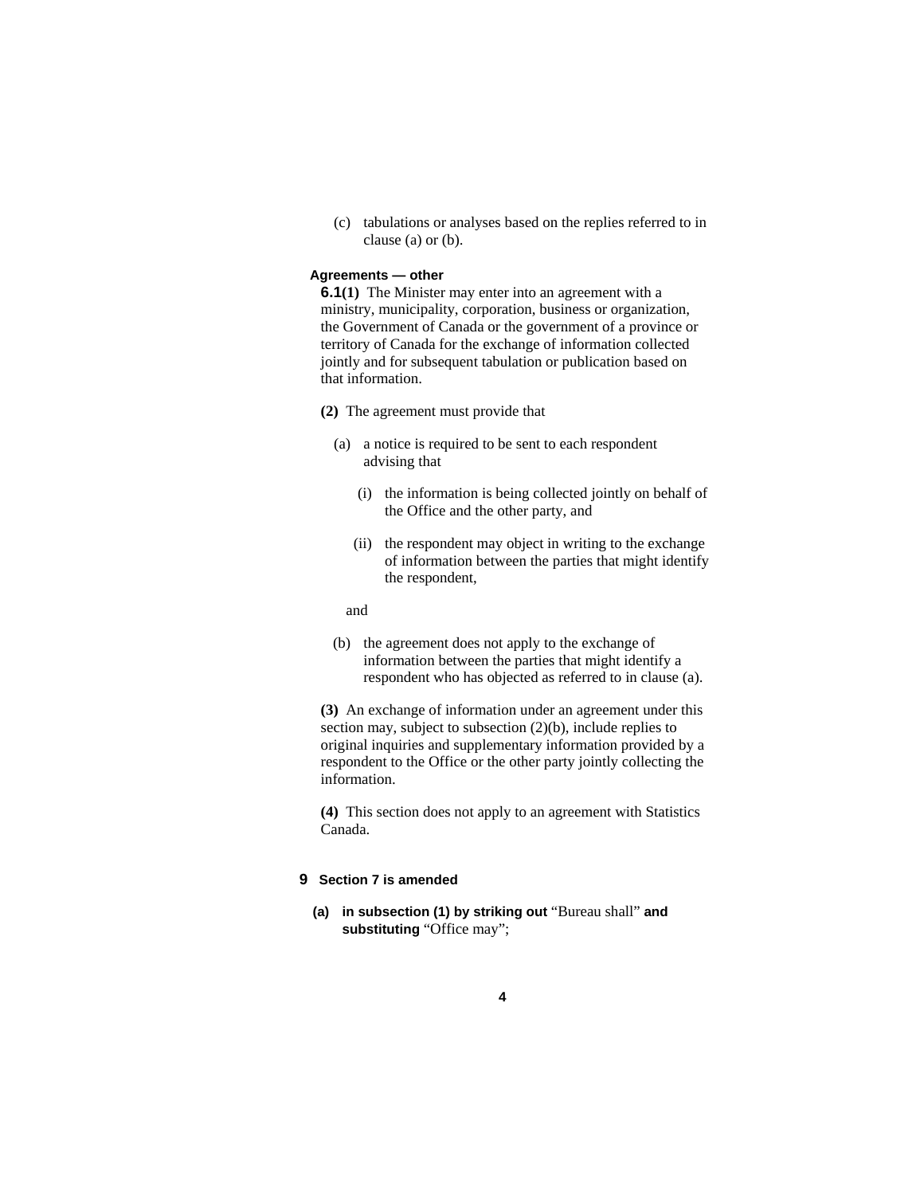(c) tabulations or analyses based on the replies referred to in clause (a) or (b).

**Agreements — other**

**6.1(1)** The Minister may enter into an agreement with a ministry, municipality, corporation, business or organization, the Government of Canada or the government of a province or territory of Canada for the exchange of information collected jointly and for subsequent tabulation or publication based on that information.

**(2)** The agreement must provide that

(a) a notice is required to be sent to each respondent advising that

(i) the information is being collected jointly on behalf of the Office and the other party, and

(ii) the respondent may object in writing to the exchange of information between the parties that might identify the respondent,

and

(b) the agreement does not apply to the exchange of information between the parties that might identify a respondent who has objected as referred to in clause (a).

**(3)** An exchange of information under an agreement under this section may, subject to subsection (2)(b), include replies to original inquiries and supplementary information provided by a respondent to the Office or the other party jointly collecting the information.

**(4)** This section does not apply to an agreement with Statistics Canada.

**9 Section 7 is amended**

**(a) in subsection (1) by striking out** "Bureau shall" **and substituting** "Office may";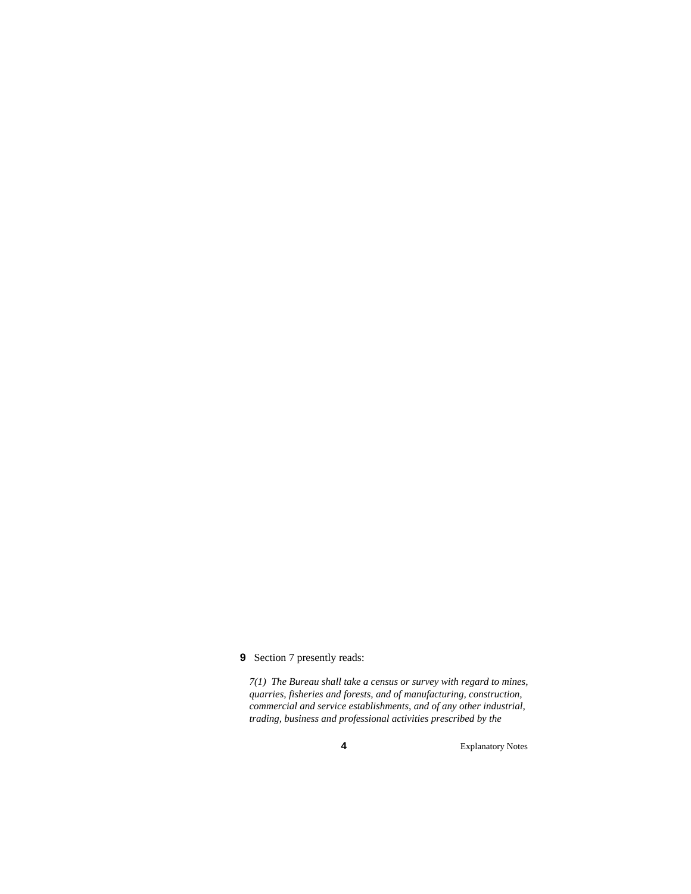**9** Section 7 presently reads:

*7(1) The Bureau shall take a census or survey with regard to mines, quarries, fisheries and forests, and of manufacturing, construction, commercial and service establishments, and of any other industrial, trading, business and professional activities prescribed by the*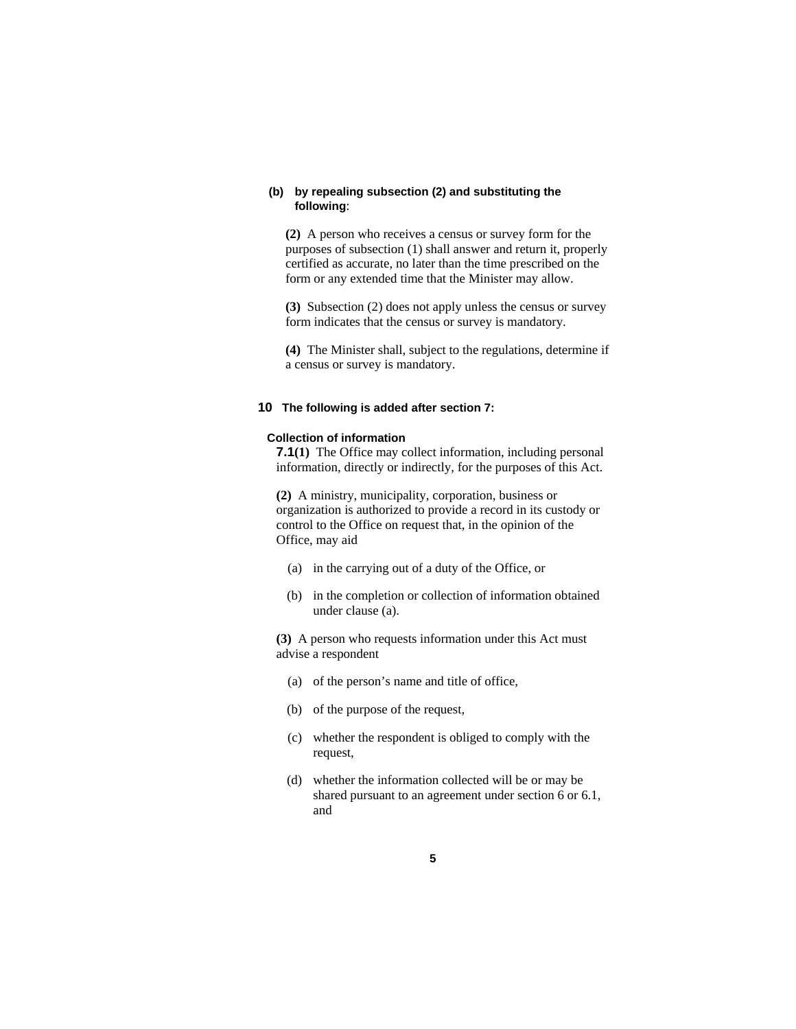**(b) by repealing subsection (2) and substituting the following**:

**(2)** A person who receives a census or survey form for the purposes of subsection (1) shall answer and return it, properly certified as accurate, no later than the time prescribed on the form or any extended time that the Minister may allow.

**(3)** Subsection (2) does not apply unless the census or survey form indicates that the census or survey is mandatory.

**(4)** The Minister shall, subject to the regulations, determine if a census or survey is mandatory.

**10 The following is added after section 7:**

**Collection of information**

**7.1(1)** The Office may collect information, including personal information, directly or indirectly, for the purposes of this Act.

**(2)** A ministry, municipality, corporation, business or organization is authorized to provide a record in its custody or control to the Office on request that, in the opinion of the Office, may aid

(a) in the carrying out of a duty of the Office, or

(b) in the completion or collection of information obtained under clause (a).

**(3)** A person who requests information under this Act must advise a respondent

(a) of the person's name and title of office,

(b) of the purpose of the request,

(c) whether the respondent is obliged to comply with the request,

(d) whether the information collected will be or may be shared pursuant to an agreement under section 6 or 6.1, and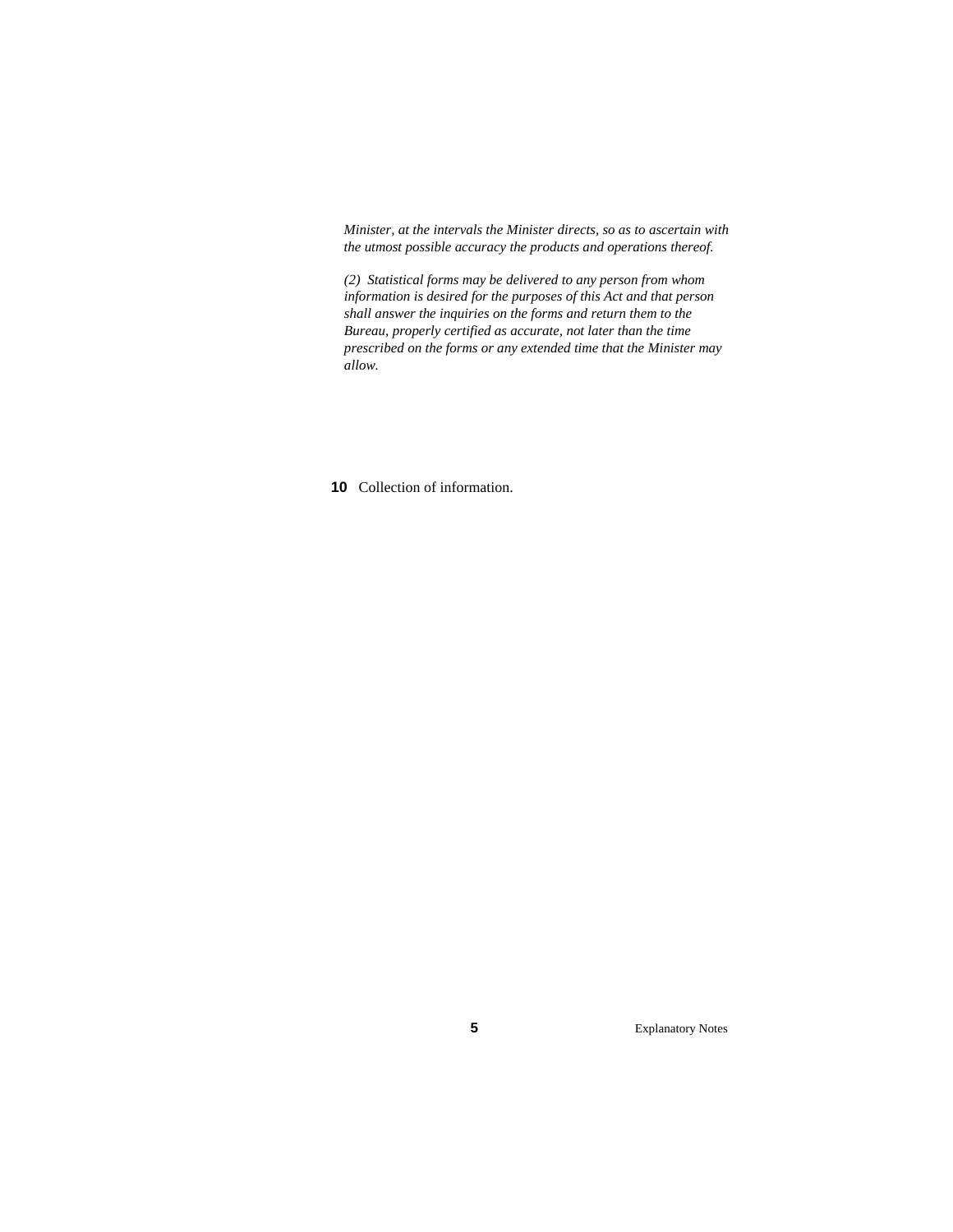*Minister, at the intervals the Minister directs, so as to ascertain with the utmost possible accuracy the products and operations thereof.*

*(2) Statistical forms may be delivered to any person from whom information is desired for the purposes of this Act and that person shall answer the inquiries on the forms and return them to the Bureau, properly certified as accurate, not later than the time prescribed on the forms or any extended time that the Minister may allow.*

**10** Collection of information.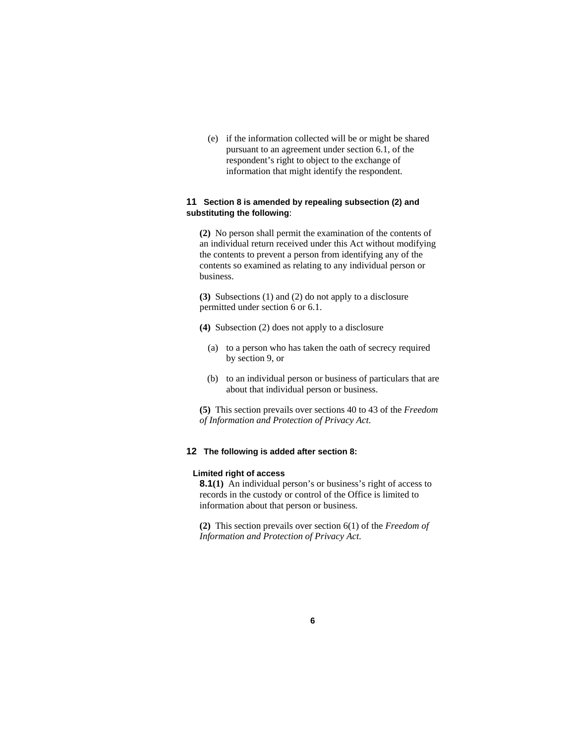(e) if the information collected will be or might be shared pursuant to an agreement under section 6.1, of the respondent's right to object to the exchange of information that might identify the respondent.

**11 Section 8 is amended by repealing subsection (2) and substituting the following**:

**(2)** No person shall permit the examination of the contents of an individual return received under this Act without modifying the contents to prevent a person from identifying any of the contents so examined as relating to any individual person or business.

**(3)** Subsections (1) and (2) do not apply to a disclosure permitted under section 6 or 6.1.

**(4)** Subsection (2) does not apply to a disclosure

(a) to a person who has taken the oath of secrecy required by section 9, or

(b) to an individual person or business of particulars that are about that individual person or business.

**(5)** This section prevails over sections 40 to 43 of the *Freedom of Information and Protection of Privacy Act*.

**12 The following is added after section 8:**

**Limited right of access**

**8.1(1)** An individual person's or business's right of access to records in the custody or control of the Office is limited to information about that person or business.

**(2)** This section prevails over section 6(1) of the *Freedom of Information and Protection of Privacy Act.*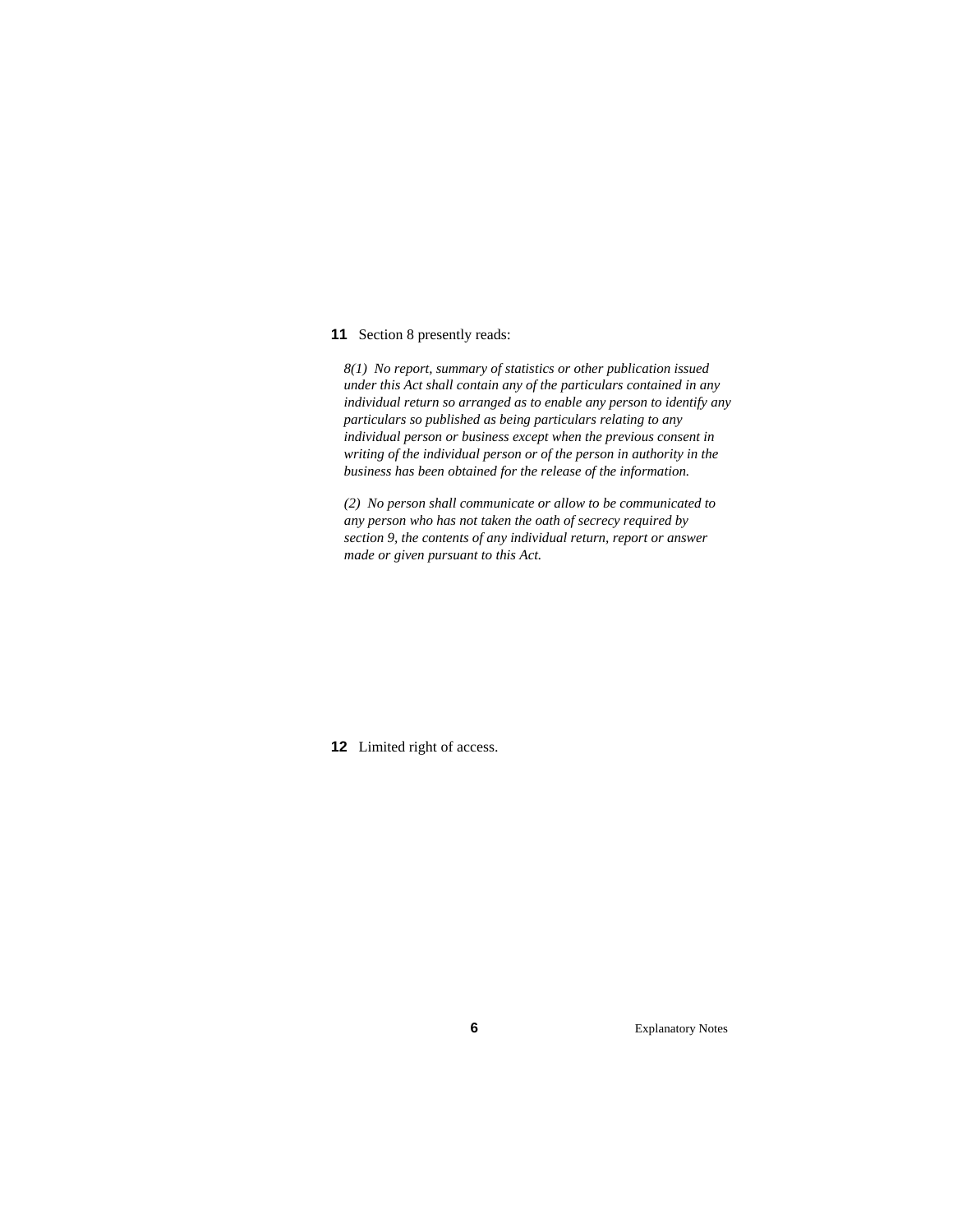**11** Section 8 presently reads:

*8(1) No report, summary of statistics or other publication issued under this Act shall contain any of the particulars contained in any individual return so arranged as to enable any person to identify any particulars so published as being particulars relating to any individual person or business except when the previous consent in writing of the individual person or of the person in authority in the business has been obtained for the release of the information.*

*(2) No person shall communicate or allow to be communicated to any person who has not taken the oath of secrecy required by section 9, the contents of any individual return, report or answer made or given pursuant to this Act.*

**12** Limited right of access.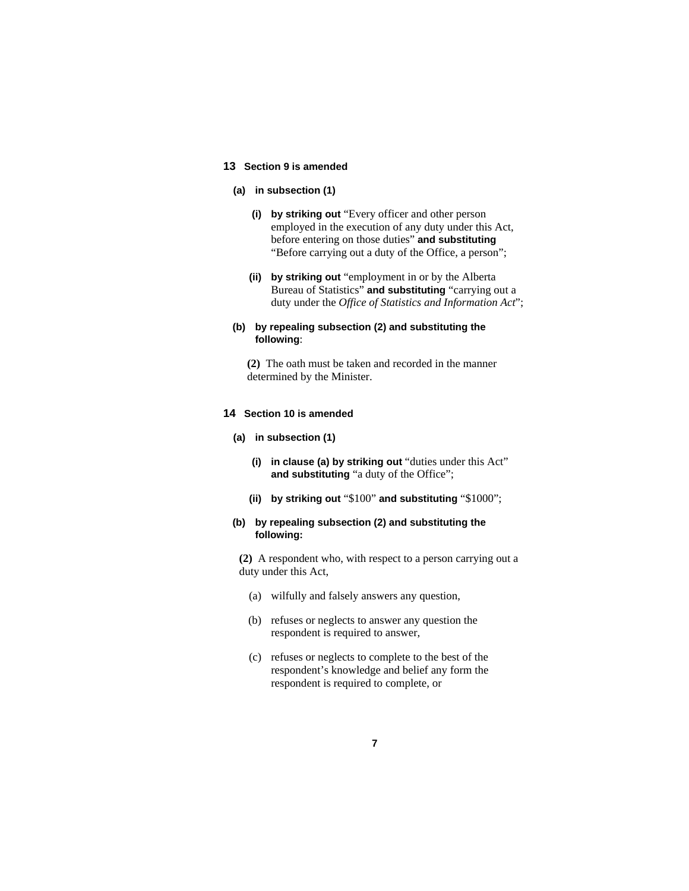**13** **Section 9 is amended**

**(a) in subsection (1)**

**(i) by striking out** “Every officer and other person employed in the execution of any duty under this Act, before entering on those duties” **and substituting** “Before carrying out a duty of the Office, a person”;

**(ii) by striking out** “employment in or by the Alberta Bureau of Statistics” **and substituting** “carrying out a duty under the *Office of Statistics and Information Act*”;

**(b) by repealing subsection (2) and substituting the following**:

**(2)** The oath must be taken and recorded in the manner determined by the Minister.

**14** **Section 10 is amended**

**(a) in subsection (1)**

**(i) in clause (a) by striking out** “duties under this Act” **and substituting** “a duty of the Office”;

**(ii) by striking out** “$100” **and substituting** “$1000”;

**(b) by repealing subsection (2) and substituting the following:**

**(2)** A respondent who, with respect to a person carrying out a duty under this Act,

(a) wilfully and falsely answers any question,

(b) refuses or neglects to answer any question the respondent is required to answer,

(c) refuses or neglects to complete to the best of the respondent’s knowledge and belief any form the respondent is required to complete, or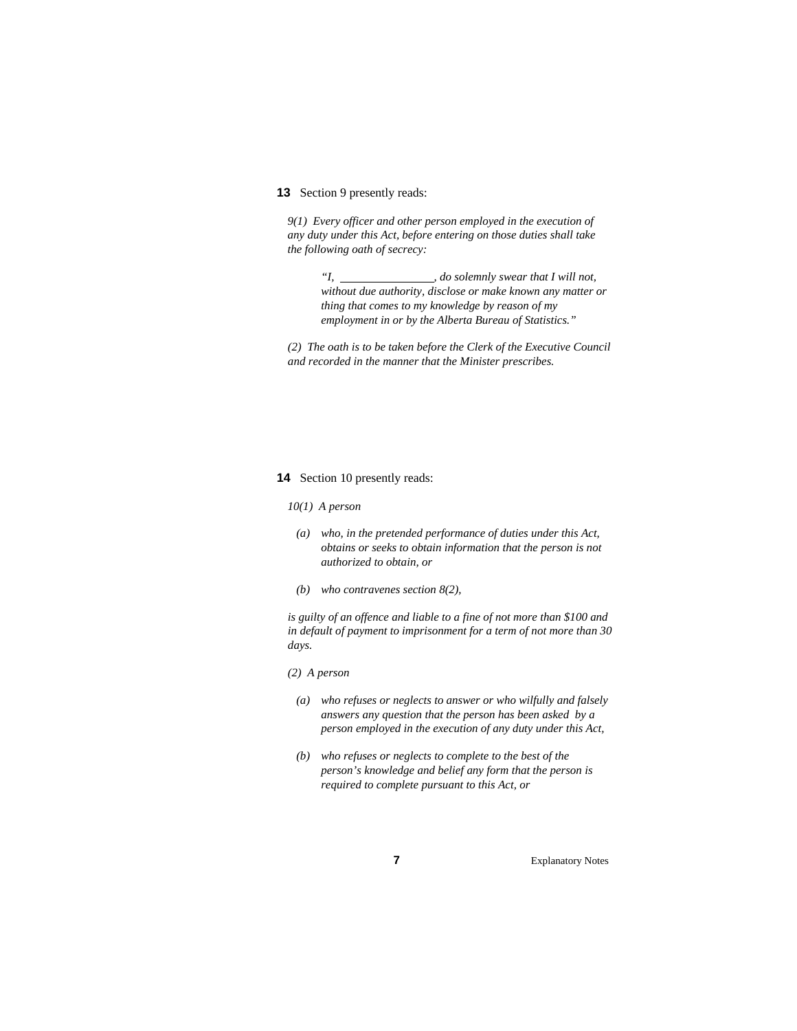**13** Section 9 presently reads:

*9(1) Every officer and other person employed in the execution of any duty under this Act, before entering on those duties shall take the following oath of secrecy:*

> *"I, ________________, do solemnly swear that I will not, without due authority, disclose or make known any matter or thing that comes to my knowledge by reason of my employment in or by the Alberta Bureau of Statistics."*

*(2) The oath is to be taken before the Clerk of the Executive Council and recorded in the manner that the Minister prescribes.*

**14** Section 10 presently reads:

*10(1) A person*

- *(a) who, in the pretended performance of duties under this Act, obtains or seeks to obtain information that the person is not authorized to obtain, or*
- *(b) who contravenes section 8(2),*

*is guilty of an offence and liable to a fine of not more than $100 and in default of payment to imprisonment for a term of not more than 30 days.*

*(2) A person*

- *(a) who refuses or neglects to answer or who wilfully and falsely answers any question that the person has been asked by a person employed in the execution of any duty under this Act,*
- *(b) who refuses or neglects to complete to the best of the person's knowledge and belief any form that the person is required to complete pursuant to this Act, or*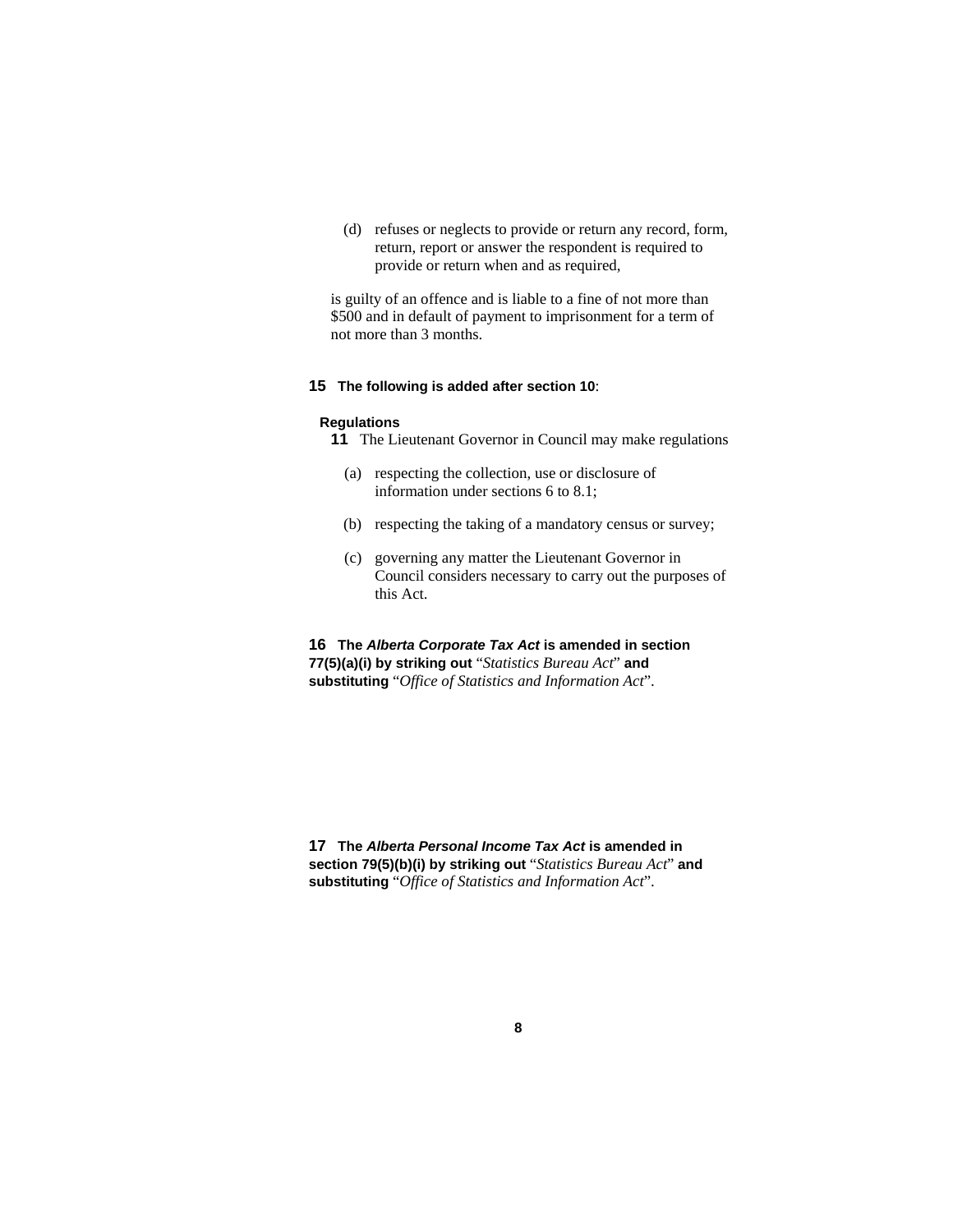(d) refuses or neglects to provide or return any record, form, return, report or answer the respondent is required to provide or return when and as required,

is guilty of an offence and is liable to a fine of not more than $500 and in default of payment to imprisonment for a term of not more than 3 months.

**15 The following is added after section 10:**

**Regulations**

**11** The Lieutenant Governor in Council may make regulations

(a) respecting the collection, use or disclosure of information under sections 6 to 8.1;

(b) respecting the taking of a mandatory census or survey;

(c) governing any matter the Lieutenant Governor in Council considers necessary to carry out the purposes of this Act.

**16 The *Alberta Corporate Tax Act* is amended in section 77(5)(a)(i) by striking out** "*Statistics Bureau Act*" **and substituting** "*Office of Statistics and Information Act*".

**17 The *Alberta Personal Income Tax Act* is amended in section 79(5)(b)(i) by striking out** "*Statistics Bureau Act*" **and substituting** "*Office of Statistics and Information Act*".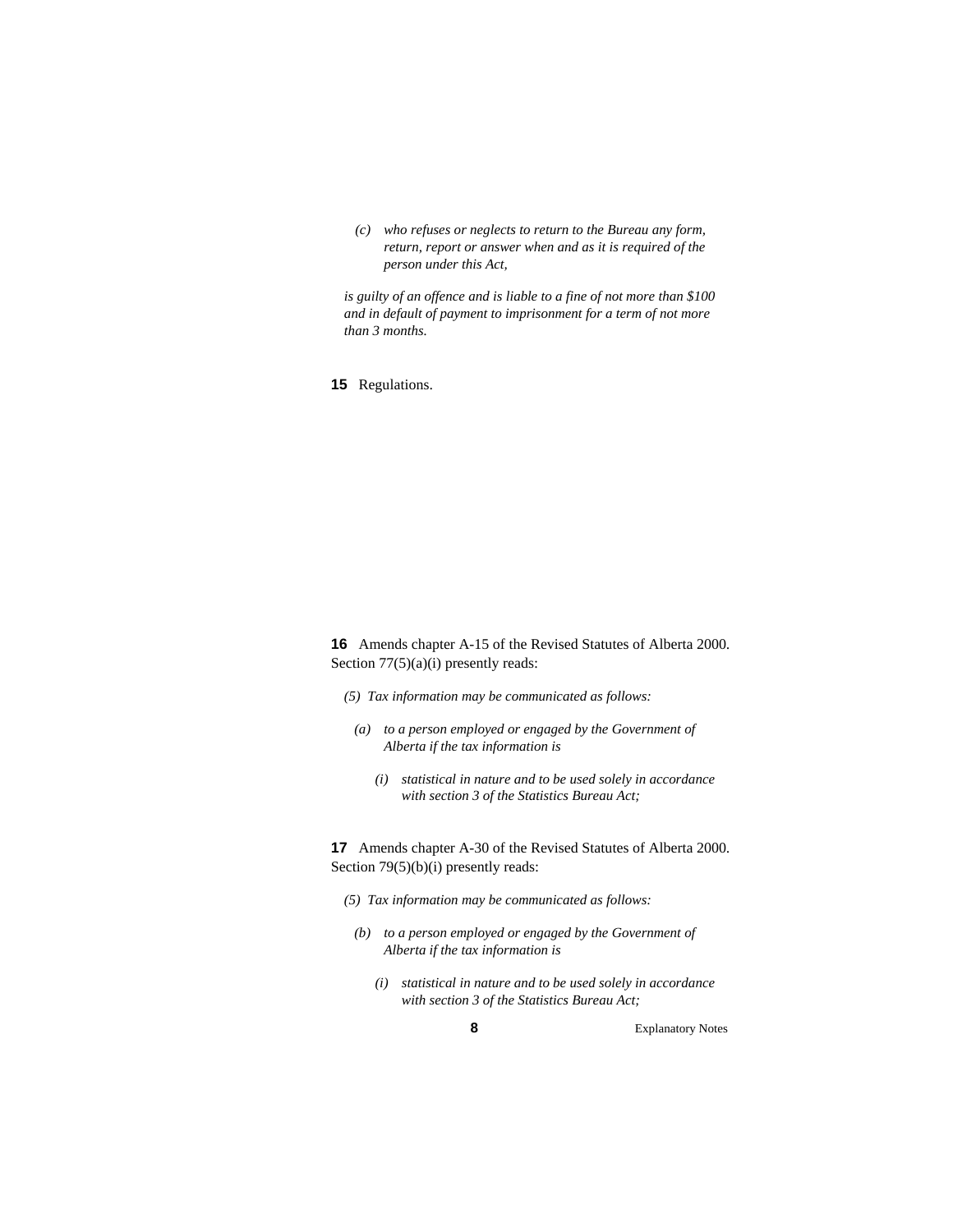*(c) who refuses or neglects to return to the Bureau any form, return, report or answer when and as it is required of the person under this Act,*

*is guilty of an offence and is liable to a fine of not more than $100 and in default of payment to imprisonment for a term of not more than 3 months.*

**15** Regulations.

**16** Amends chapter A-15 of the Revised Statutes of Alberta 2000. Section 77(5)(a)(i) presently reads:

*(5) Tax information may be communicated as follows:*

*(a) to a person employed or engaged by the Government of Alberta if the tax information is*

*(i) statistical in nature and to be used solely in accordance with section 3 of the Statistics Bureau Act;*

**17** Amends chapter A-30 of the Revised Statutes of Alberta 2000. Section 79(5)(b)(i) presently reads:

*(5) Tax information may be communicated as follows:*

*(b) to a person employed or engaged by the Government of Alberta if the tax information is*

*(i) statistical in nature and to be used solely in accordance with section 3 of the Statistics Bureau Act;*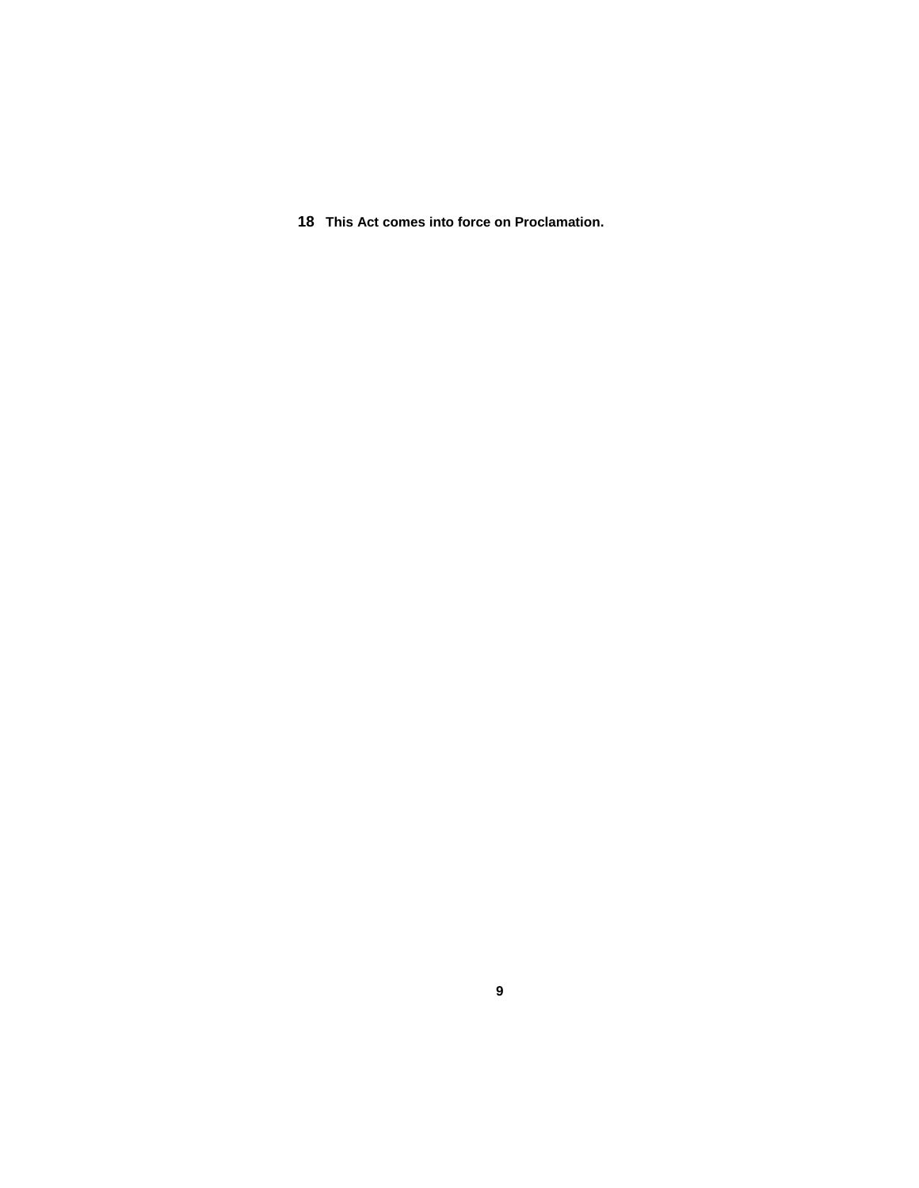**18** **This Act comes into force on Proclamation.**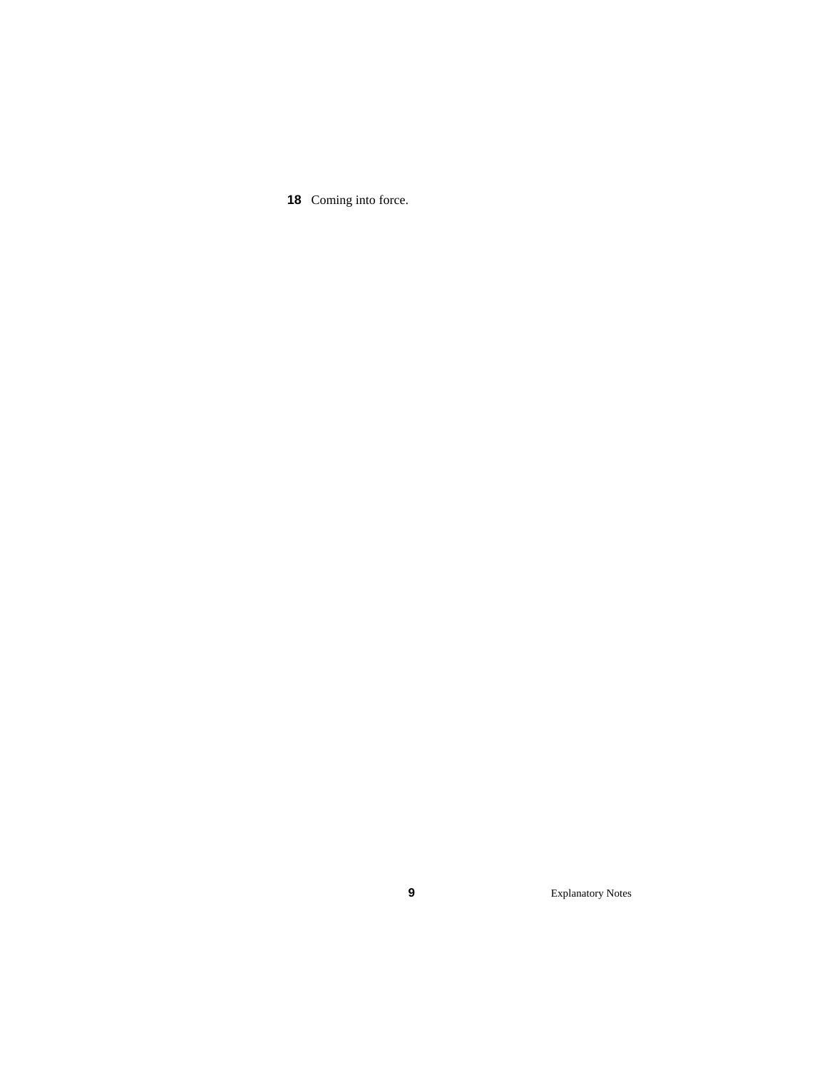**18** Coming into force.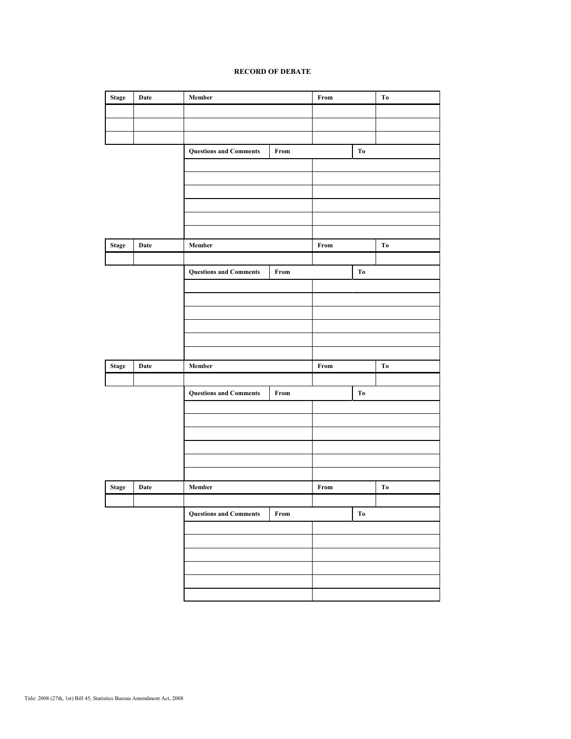**RECORD OF DEBATE**

| Stage | Date | Member | From | To |
|---|---|---|---|---|
| | | | | |
| | | | | |
| | | | | |

| Questions and Comments | From | To |
|---|---|---|
| | | |
| | | |
| | | |
| | | |
| | | |
| | | |

| Stage | Date | Member | From | To |
|---|---|---|---|---|
| | | | | |

| Questions and Comments | From | To |
|---|---|---|
| | | |
| | | |
| | | |
| | | |
| | | |
| | | |

| Stage | Date | Member | From | To |
|---|---|---|---|---|
| | | | | |

| Questions and Comments | From | To |
|---|---|---|
| | | |
| | | |
| | | |
| | | |
| | | |
| | | |

| Stage | Date | Member | From | To |
|---|---|---|---|---|
| | | | | |

| Questions and Comments | From | To |
|---|---|---|
| | | |
| | | |
| | | |
| | | |
| | | |
| | | |

Title: 2008 (27th, 1st) Bill 45, Statistics Bureau Amendment Act, 2008